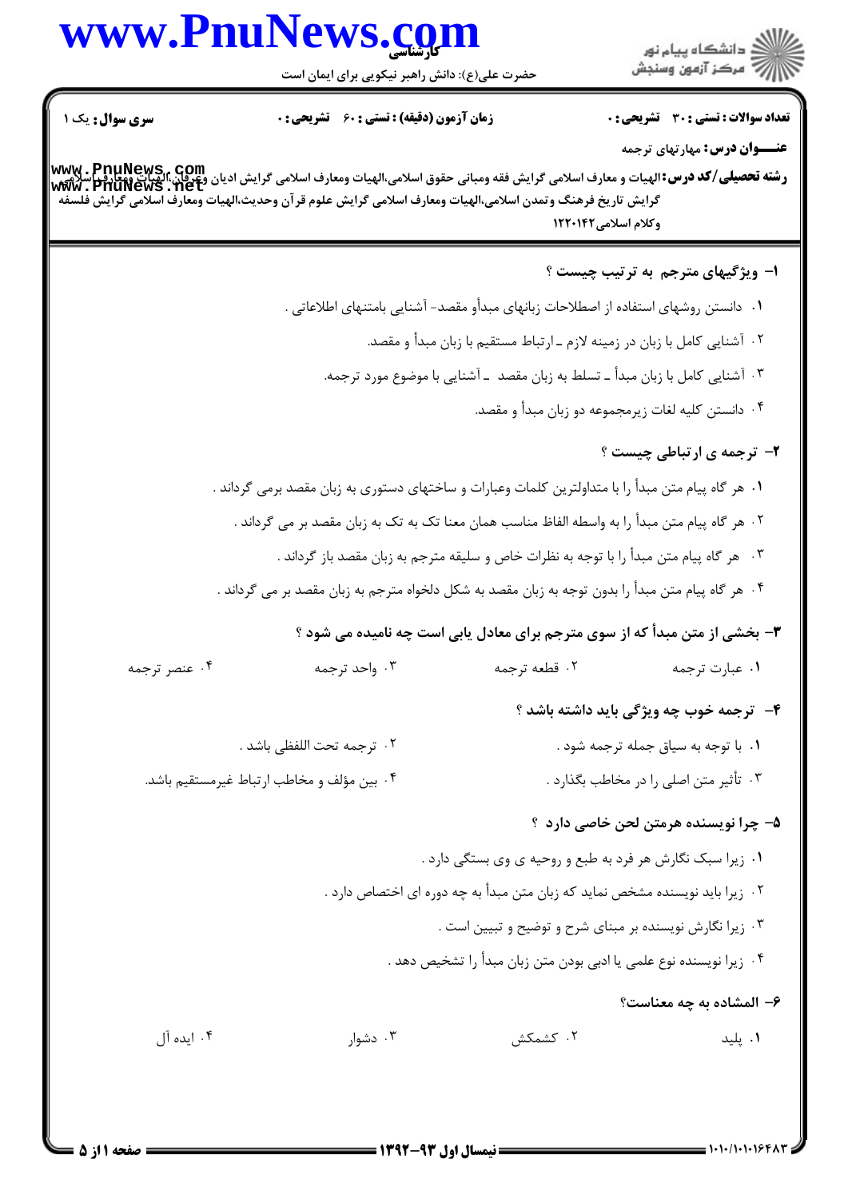**سری سوال:** یک ۱

**زمان آزمون (دقیقه) : تستی : ۶۰ تشریحی : ۰**

**تعداد سوالات : تستی : ۳۰ تشریحی : ۰**

**عنـــوان درس:** مهارتهای ترجمه

**رشته تحصیلی/کد درس:** الهیات و معارف اسلامی گرایش فقه ومبانی حقوق اسلامی،الهیات ومعارف اسلامی گرایش ادیان وعرفان،الهیات ومعارف اسلامی گرایش تاریخ فرهنگ وتمدن اسلامی،الهیات ومعارف اسلامی گرایش علوم قرآن وحدیث،الهیات ومعارف اسلامی گرایش فلسفه وکلام اسلامی ۱۲۲۰۱۴۲

**۱- ویژگیهای مترجم به ترتیب چیست ؟**

۱. دانستن روشهای استفاده از اصطلاحات زبانهای مبدأو مقصد- آشنایی بامتنهای اطلاعاتی .

۲. آشنایی کامل با زبان در زمینه لازم ـ ارتباط مستقیم با زبان مبدأ و مقصد.

۳. آشنایی کامل با زبان مبدأ ـ تسلط به زبان مقصد ـ آشنایی با موضوع مورد ترجمه.

۴. دانستن کلیه لغات زیرمجموعه دو زبان مبدأ و مقصد.

**۲- ترجمه ی ارتباطی چیست ؟**

۱. هر گاه پیام متن مبدأ را با متداولترین کلمات وعبارات و ساختهای دستوری به زبان مقصد برمی گرداند .

۲. هر گاه پیام متن مبدأ را به واسطه الفاظ مناسب همان معنا تک به تک به زبان مقصد بر می گرداند .

۳. هر گاه پیام متن مبدأ را با توجه به نظرات خاص و سلیقه مترجم به زبان مقصد باز گرداند .

۴. هر گاه پیام متن مبدأ را بدون توجه به زبان مقصد به شکل دلخواه مترجم به زبان مقصد بر می گرداند .

**۳- بخشی از متن مبدأ که از سوی مترجم برای معادل یابی است چه نامیده می شود ؟**

۱. عبارت ترجمه

۲. قطعه ترجمه

۳. واحد ترجمه

۴. عنصر ترجمه

**۴- ترجمه خوب چه ویژگی باید داشته باشد ؟**

۱. با توجه به سیاق جمله ترجمه شود .

۲. ترجمه تحت اللفظی باشد .

۳. تأثیر متن اصلی را در مخاطب بگذارد .

۴. بین مؤلف و مخاطب ارتباط غیرمستقیم باشد.

**۵- چرا نویسنده هرمتن لحن خاصی دارد ؟**

۱. زیرا سبک نگارش هر فرد به طبع و روحیه ی وی بستگی دارد .

۲. زیرا باید نویسنده مشخص نماید که زبان متن مبدأ به چه دوره ای اختصاص دارد .

۳. زیرا نگارش نویسنده بر مبنای شرح و توضیح و تبیین است .

۴. زیرا نویسنده نوع علمی یا ادبی بودن متن زبان مبدأ را تشخیص دهد .

**۶- المشاده به چه معناست؟**

۱. پلید

۲. کشمکش

۳. دشوار

۴. ایده آل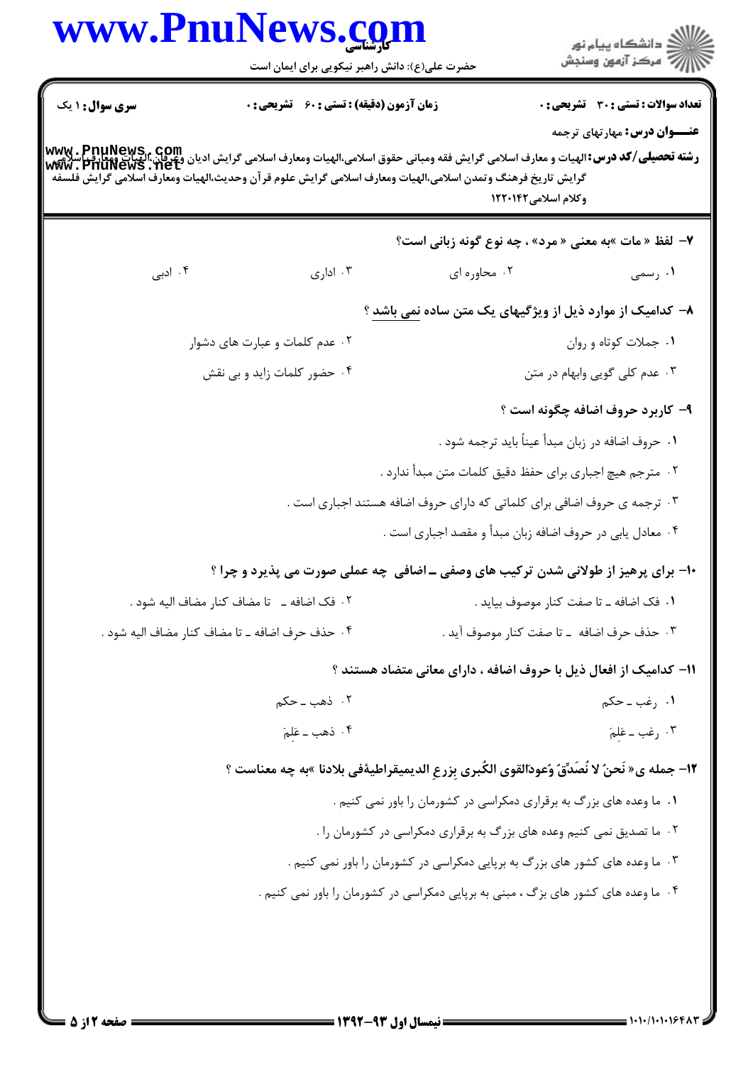**سری سوال:** ۱ یک

**زمان آزمون (دقیقه) : تستی : ۶۰ تشریحی : ۰**

**تعداد سوالات : تستی : ۳۰ تشریحی : ۰**

**عنـــوان درس:** مهارتهای ترجمه

**رشته تحصیلی/کد درس:** الهیات و معارف اسلامی گرایش فقه ومبانی حقوق اسلامی،الهیات ومعارف اسلامی گرایش ادیان وعرفان،الهیات ومعارف اسلامی گرایش تاریخ فرهنگ وتمدن اسلامی،الهیات ومعارف اسلامی گرایش علوم قرآن وحدیث،الهیات ومعارف اسلامی گرایش فلسفه وکلام اسلامی ۱۲۲۰۱۴۲

**۷- لفظ « مات »به معنی « مرد» ، چه نوع گونه زبانی است؟**

۱. رسمی
۲. محاوره ای
۳. اداری
۴. ادبی

**۸- کدامیک از موارد ذیل از ویژگیهای یک متن ساده نمی باشد ؟**

۱. جملات کوتاه و روان
۲. عدم کلمات و عبارت های دشوار
۳. عدم کلی گویی وابهام در متن
۴. حضور کلمات زاید و بی نقش

**۹- کاربرد حروف اضافه چگونه است ؟**

۱. حروف اضافه در زبان مبدأ عیناً باید ترجمه شود .
۲. مترجم هیچ اجباری برای حفظ دقیق کلمات متن مبدأ ندارد .
۳. ترجمه ی حروف اضافی برای کلماتی که دارای حروف اضافه هستند اجباری است .
۴. معادل یابی در حروف اضافه زبان مبدأ و مقصد اجباری است .

**۱۰- برای پرهیز از طولانی شدن ترکیب های وصفی ــ اضافی چه عملی صورت می پذیرد و چرا ؟**

۱. فک اضافه ــ تا صفت کنار موصوف بیاید .
۲. فک اضافه ــ تا مضاف کنار مضاف الیه شود .
۳. حذف حرف اضافه ــ تا صفت کنار موصوف آید .
۴. حذف حرف اضافه ــ تا مضاف کنار مضاف الیه شود .

**۱۱- کدامیک از افعال ذیل با حروف اضافه ، دارای معانی متضاد هستند ؟**

۱. رغب ــ حکم
۲. ذهب ــ حکم
۳. رغب ــ عَلِمَ
۴. ذهب ــ عَلِمَ

**۱۲- جمله ی« نَحنُ لا نُصَدِّقُ وَعودَالقوی الکُبری بِزرعِ الدیمیقراطیةفی بلادنا »به چه معناست ؟**

۱. ما وعده های بزرگ به برقراری دمکراسی در کشورمان را باور نمی کنیم .
۲. ما تصدیق نمی کنیم وعده های بزرگ به برقراری دمکراسی در کشورمان را .
۳. ما وعده های کشور های بزرگ به برپایی دمکراسی در کشورمان را باور نمی کنیم .
۴. ما وعده های کشور های بزگ ، مبنی به برپایی دمکراسی در کشورمان را باور نمی کنیم .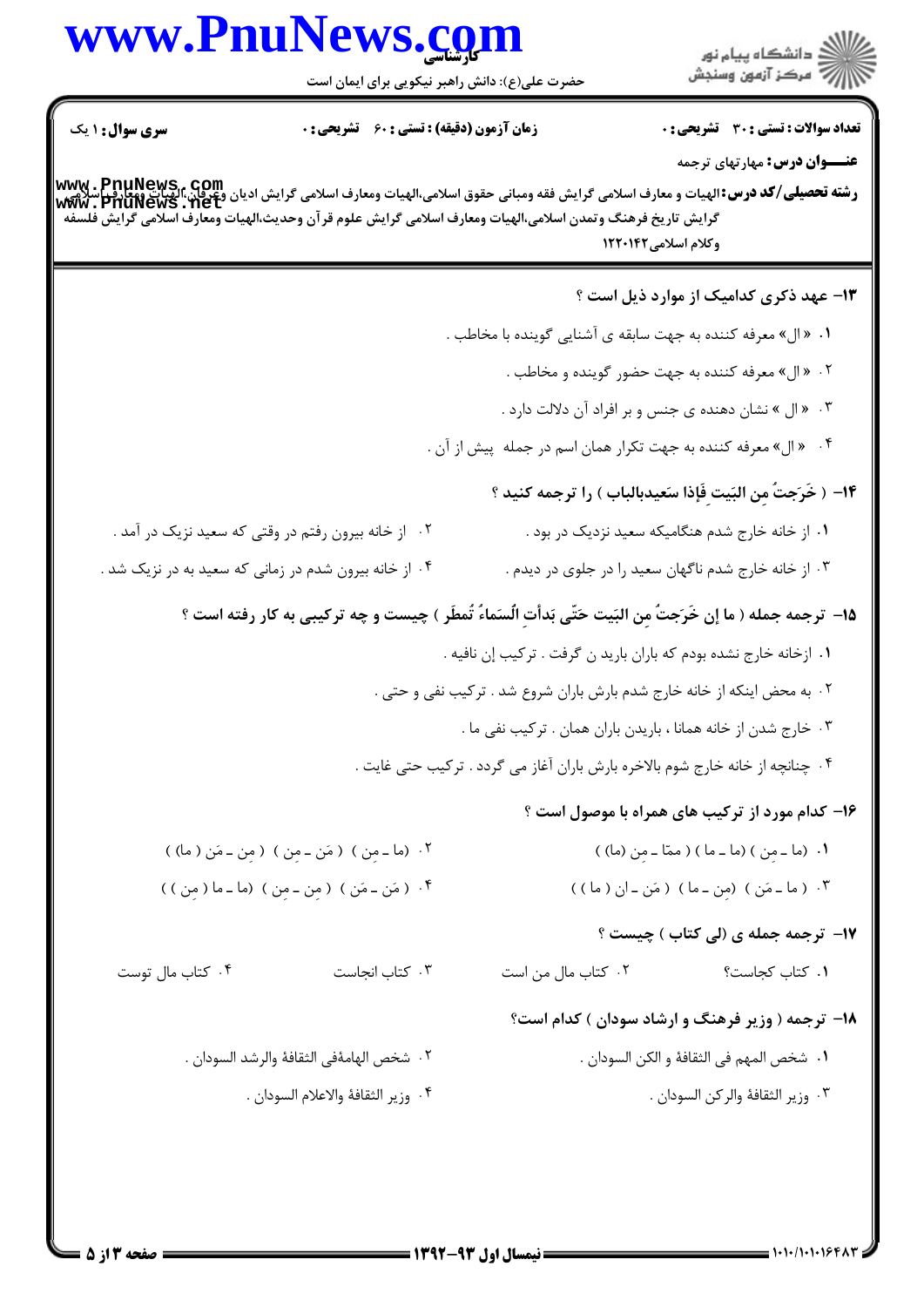**تعداد سوالات : تستی : ۳۰ تشریحی : ۰** | **زمان آزمون (دقیقه) : تستی : ۶۰ تشریحی : ۰** | **سری سوال : ۱ یک**

**عنـــوان درس:** مهارتهای ترجمه

**رشته تحصیلی/کد درس:** الهیات و معارف اسلامی گرایش فقه ومبانی حقوق اسلامی،الهیات ومعارف اسلامی گرایش ادیان وعرفان،الهیات ومعارف اسلامی گرایش تاریخ فرهنگ وتمدن اسلامی،الهیات ومعارف اسلامی گرایش علوم قرآن وحدیث،الهیات ومعارف اسلامی گرایش فلسفه وکلام اسلامی ۱۲۲۰۱۴۲

**۱۳- عهد ذکری کدامیک از موارد ذیل است ؟**

۱. « ال» معرفه کننده به جهت سابقه ی آشنایی گوینده با مخاطب .

۲. « ال» معرفه کننده به جهت حضور گوینده و مخاطب .

۳. « ال » نشان دهنده ی جنس و بر افراد آن دلالت دارد .

۴. « ال» معرفه کننده به جهت تکرار همان اسم در جمله پیش از آن .

**۱۴- ( خَرَجتُ مِن البَیت فَإذا سَعیدبالباب ) را ترجمه کنید ؟**

۱. از خانه خارج شدم هنگامیکه سعید نزدیک در بود .

۲. از خانه بیرون رفتم در وقتی که سعید نزیک در آمد .

۳. از خانه خارج شدم ناگهان سعید را در جلوی در دیدم .

۴. از خانه بیرون شدم در زمانی که سعید به در نزیک شد .

**۱۵- ترجمه جمله ( ما إن خَرَجتُ مِن البَیت حَتّی بَدأتِ الْسَماءُ تُمطَر ) چیست و چه ترکیبی به کار رفته است ؟**

۱. ازخانه خارج نشده بودم که باران بارید ن گرفت . ترکیب إن نافیه .

۲. به محض اینکه از خانه خارج شدم بارش باران شروع شد . ترکیب نفی و حتی .

۳. خارج شدن از خانه همانا ، باریدن باران همان . ترکیب نفی ما .

۴. چنانچه از خانه خارج شوم بالاخره بارش باران آغاز می گردد . ترکیب حتی غایت .

**۱۶- کدام مورد از ترکیب های همراه با موصول است ؟**

۱. (ما ـ مِن ) (ما ـ ما ) ( ممّا ـ مِن (ما) )

۲. (ما ـ مِن ) ( مَن ـ مِن ) ( مِن ـ مَن ( ما) )

۳. ( ما ـ مَن ) (مِن ـ ما ) ( مَن ـ ان ( ما ) )

۴. ( مَن ـ مَن ) ( مِن ـ مِن ) (ما ـ ما ( مِن ) )

**۱۷- ترجمه جمله ی (لی کتاب ) چیست ؟**

۱. کتاب کجاست؟

۲. کتاب مال من است

۳. کتاب انجاست

۴. کتاب مال توست

**۱۸- ترجمه ( وزیر فرهنگ و ارشاد سودان ) کدام است؟**

۱. شخص المهم فی الثقافۀ و الکن السودان .

۲. شخص الهامۀفی الثقافۀ والرشد السودان .

۳. وزیر الثقافۀ والرکن السودان .

۴. وزیر الثقافۀ والاعلام السودان .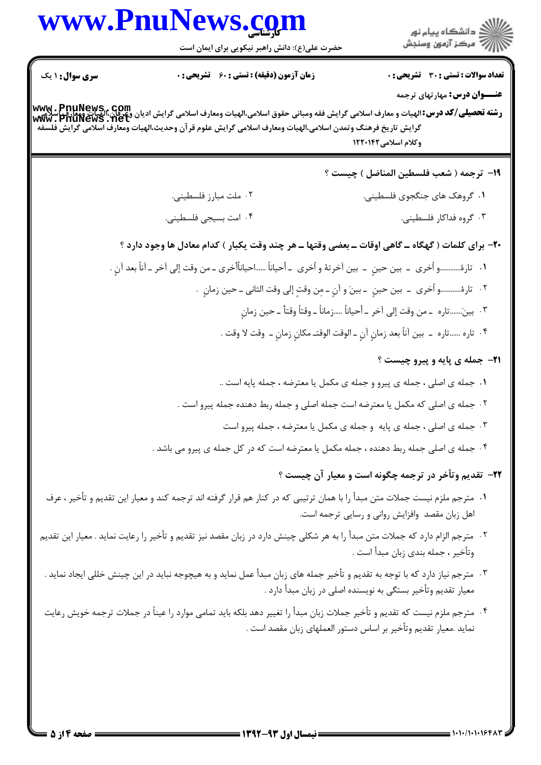**سری سوال:** ۱ یک

**زمان آزمون (دقیقه) : تستی : ۶۰ تشریحی : ۰**

**تعداد سوالات : تستی : ۳۰ تشریحی : ۰**

**عنـــوان درس:** مهارتهای ترجمه

**رشته تحصیلی/کد درس:** الهیات و معارف اسلامی گرایش فقه ومبانی حقوق اسلامی،الهیات ومعارف اسلامی گرایش ادیان وعرفان،الهیات ومعارف اسلامی گرایش تاریخ فرهنگ وتمدن اسلامی،الهیات ومعارف اسلامی گرایش علوم قرآن وحدیث،الهیات ومعارف اسلامی گرایش فلسفه وکلام اسلامی ۱۲۲۰۱۴۲

**۱۹- ترجمه ( شعب فلسطین المناضل ) چیست ؟**

۱. گروهک های جنگجوی فلسطینی.

۲. ملت مبارز فلسطینی.

۳. گروه فداکار فلسطینی.

۴. امت بسیجی فلسطینی.

**۲۰- برای کلمات ( گهگاه ــ گاهی اوقات ــ بعضی وقتها ــ هر چند وقت یکبار ) کدام معادل ها وجود دارد ؟**

۱. تارةً...........و أخری ـ بین حینٍ ـ بین آخرةٔ و أخری ـ أحیاناً ـ أحیاناًأخری ـ من وقت إلی آخر ـ آناً بعد آنٍ .

۲. تارةً...........و أخری ـ بین حینٍ ـ بینَ و آنٍ ـ مِن وقتٍ إلی وقت الثانی ـ حین زمانٍ .

۳. بینَ......تاره ـ من وقت إلی آخر ـ أحیاناً .....زماناً ـ وقتاً وقتاً ـ حین زمانٍ

۴. تاره ......تاره ـ بین آناً بعد زمانِ آنٍ ـ الوقت الوقتـ مکانِ زمانٍ ـ وقت لا وقت .

**۲۱- جمله ی پایه و پیرو چیست ؟**

۱. جمله ی اصلی ، جمله ی پیرو و جمله ی مکمل یا معترضه ، جمله پایه است ..

۲. جمله ی اصلی که مکمل یا معترضه است جمله اصلی و جمله ربط دهنده جمله پیرو است .

۳. جمله ی اصلی ، جمله ی پایه و جمله ی مکمل یا معترضه ، جمله پیرو است

۴. جمله ی اصلی جمله ربط دهنده ، جمله مکمل یا معترضه است که در کل جمله ی پیرو می باشد .

**۲۲- تقدیم وتأخر در ترجمه چگونه است و معیار آن چیست ؟**

۱. مترجم ملزم نیست جملات متن مبدأ را با همان ترتیبی که در کنار هم قرار گرفته اند ترجمه کند و معیار این تقدیم و تأخیر ، عرف اهل زبان مقصد وافزایش روانی و رسایی ترجمه است.

۲. مترجم الزام دارد که جملات متن مبدأ را به هر شکلی چینش دارد در زبان مقصد نیز تقدیم و تأخیر را رعایت نماید . معیار این تقدیم وتأخیر ، جمله بندی زبان مبدأ است .

۳. مترجم نیاز دارد که با توجه به تقدیم و تأخیر جمله های زبان مبدأ عمل نماید و به هیچوجه نباید در این چینش خللی ایجاد نماید . معیار تقدیم وتأخیر بستگی به نویسنده اصلی در زبان مبدأ دارد .

۴. مترجم ملزم نیست که تقدیم و تأخیر جملات زبان مبدأ را تغییر دهد بلکه باید تمامی موارد را عیناً در جملات ترجمه خویش رعایت نماید .معیار تقدیم وتأخیر بر اساس دستور العملهای زبان مقصد است .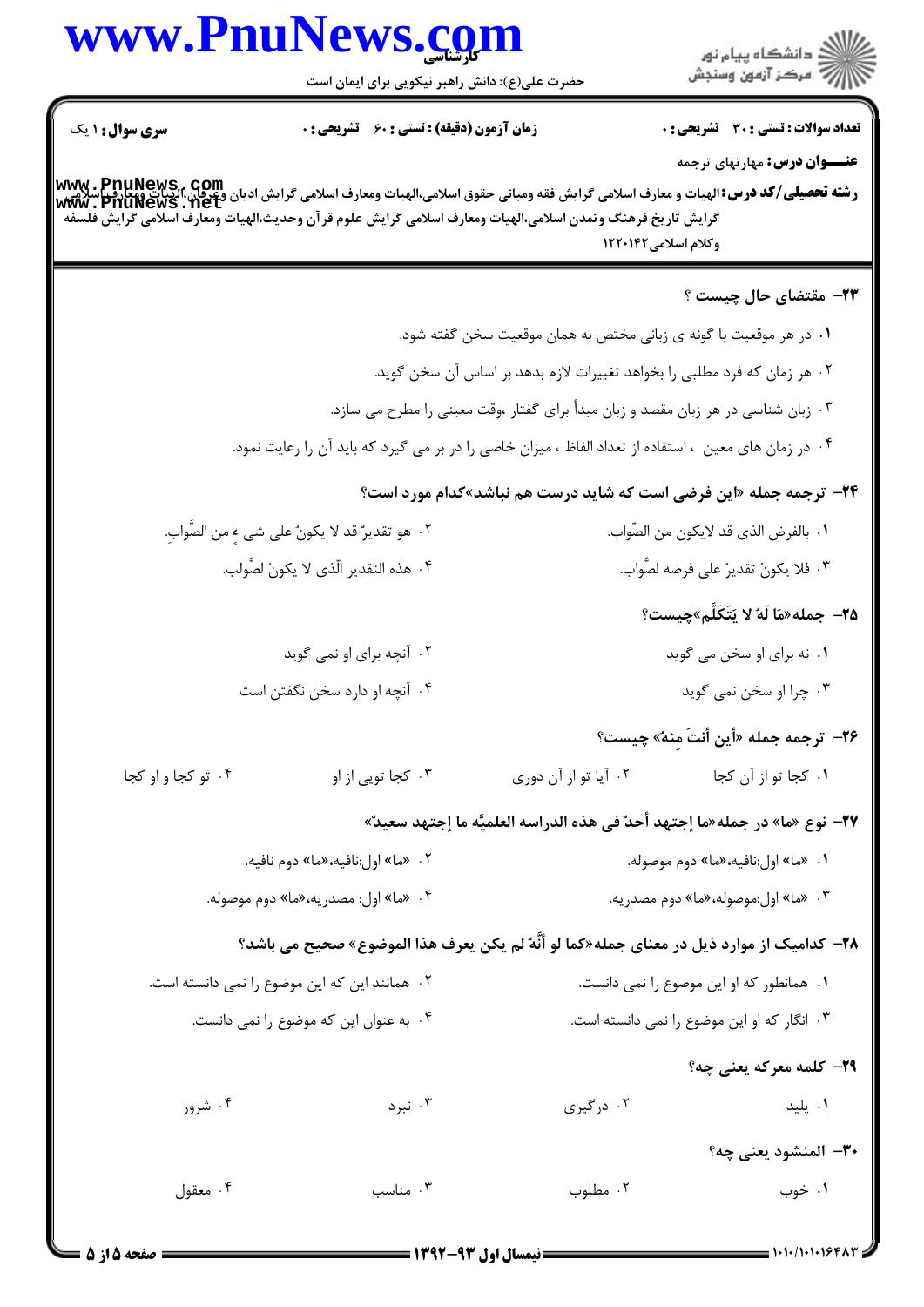۲۳- مقتضای حال چیست ؟

۱. در هر موقعیت با گونه ی زبانی مختص به همان موقعیت سخن گفته شود.

۲. هر زمان که فرد مطلبی را بخواهد تغییرات لازم بدهد بر اساس آن سخن گوید.

۳. زبان شناسی در هر زبان مقصد و زبان مبدأ برای گفتار ،وقت معینی را مطرح می سازد.

۴. در زمان های معین ، استفاده از تعداد الفاظ ، میزان خاصی را در بر می گیرد که باید آن را رعایت نمود.

۲۴- ترجمه جمله «این فرضی است که شاید درست هم نباشد»کدام مورد است؟

۱. بالفرض الذی قد لایکون من الصّواب.

۲. هو تقدیرٌ قد لا یکونُ علی شیءٍ من الصَّوابِ.

۳. فلا یکونُ تقدیرٌ علی فرضه لصَّواب.

۴. هذه التقدیر الّذی لا یکونُ لصَّولب.

۲۵- جمله«مَا لَهُ لا یَتَکَلَّم»چیست؟

۱. نه برای او سخن می گوید

۲. آنچه برای او نمی گوید

۳. چرا او سخن نمی گوید

۴. آنچه او دارد سخن نگفتن است

۲۶- ترجمه جمله «أین أنتَ مِنهُ» چیست؟

۱. کجا تو از آن کجا

۲. آیا تو از آن دوری

۳. کجا تویی از او

۴. تو کجا و او کجا

۲۷- نوع «ما» در جمله«ما إجتهد أحدٌ فی هذه الدراسه العلمیَّه ما إجتهد سعیدٌ»

۱. «ما» اول:نافیه،«ما» دوم موصوله.

۲. «ما» اول:نافیه،«ما» دوم نافیه.

۳. «ما» اول:موصوله،«ما» دوم مصدریه.

۴. «ما» اول: مصدریه،«ما» دوم موصوله.

۲۸- کدامیک از موارد ذیل در معنای جمله«کما لو أنَّهُ لم یکن یعرف هذا الموضوع» صحیح می باشد؟

۱. همانطور که او این موضوع را نمی دانست.

۲. همانند این که این موضوع را نمی دانسته است.

۳. انگار که او این موضوع را نمی دانسته است.

۴. به عنوان این که موضوع را نمی دانست.

۲۹- کلمه معرکه یعنی چه؟

۱. پلید

۲. درگیری

۳. نبرد

۴. شرور

۳۰- المنشود یعنی چه؟

۱. خوب

۲. مطلوب

۳. مناسب

۴. معقول